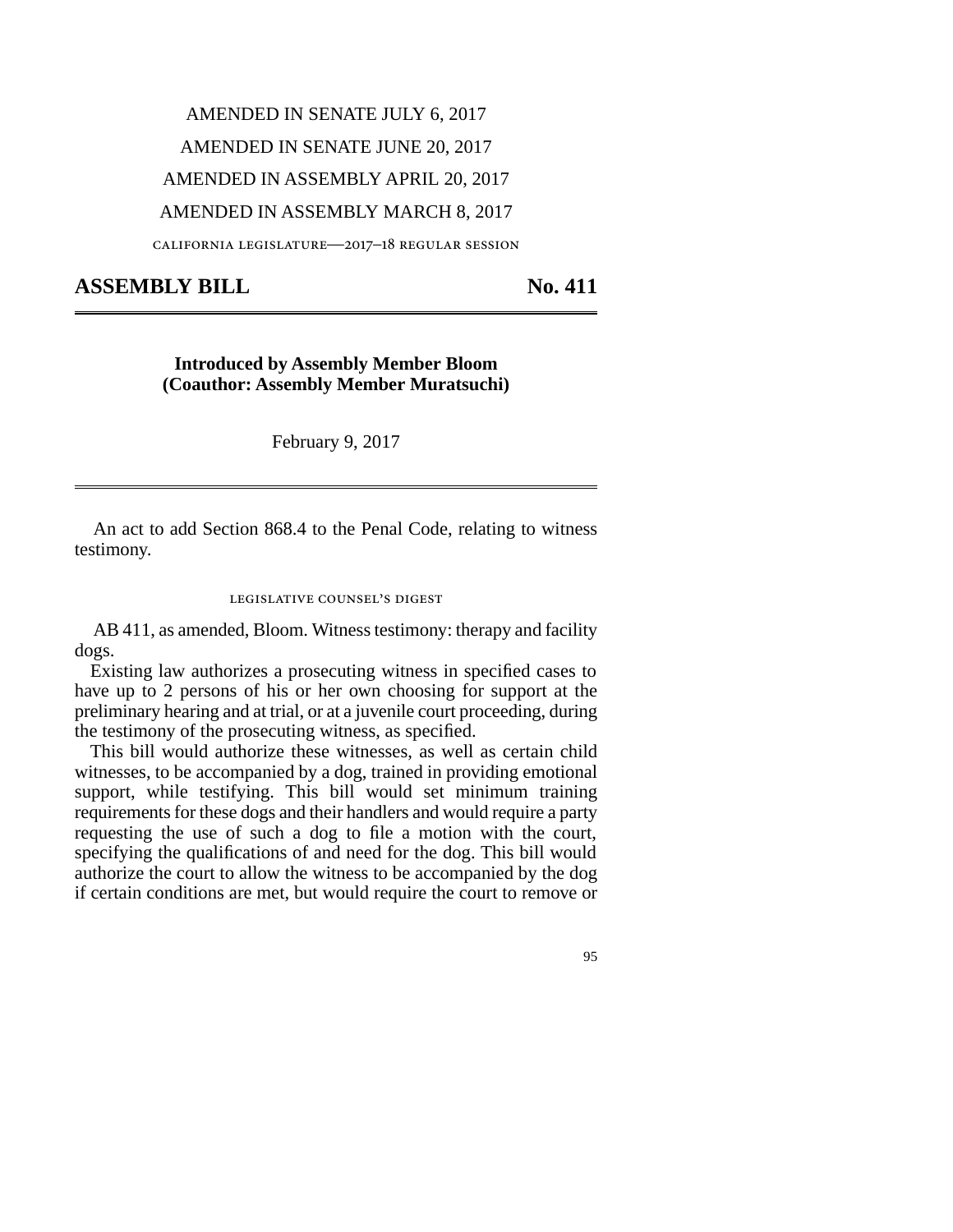AMENDED IN SENATE JULY 6, 2017

AMENDED IN SENATE JUNE 20, 2017

AMENDED IN ASSEMBLY APRIL 20, 2017

AMENDED IN ASSEMBLY MARCH 8, 2017

CALIFORNIA LEGISLATURE—2017–18 REGULAR SESSION

# ASSEMBLY BILL No. 411

**Introduced by Assembly Member Bloom**
**(Coauthor: Assembly Member Muratsuchi)**

February 9, 2017

An act to add Section 868.4 to the Penal Code, relating to witness testimony.

LEGISLATIVE COUNSEL'S DIGEST

AB 411, as amended, Bloom. Witness testimony: therapy and facility dogs.

Existing law authorizes a prosecuting witness in specified cases to have up to 2 persons of his or her own choosing for support at the preliminary hearing and at trial, or at a juvenile court proceeding, during the testimony of the prosecuting witness, as specified.

This bill would authorize these witnesses, as well as certain child witnesses, to be accompanied by a dog, trained in providing emotional support, while testifying. This bill would set minimum training requirements for these dogs and their handlers and would require a party requesting the use of such a dog to file a motion with the court, specifying the qualifications of and need for the dog. This bill would authorize the court to allow the witness to be accompanied by the dog if certain conditions are met, but would require the court to remove or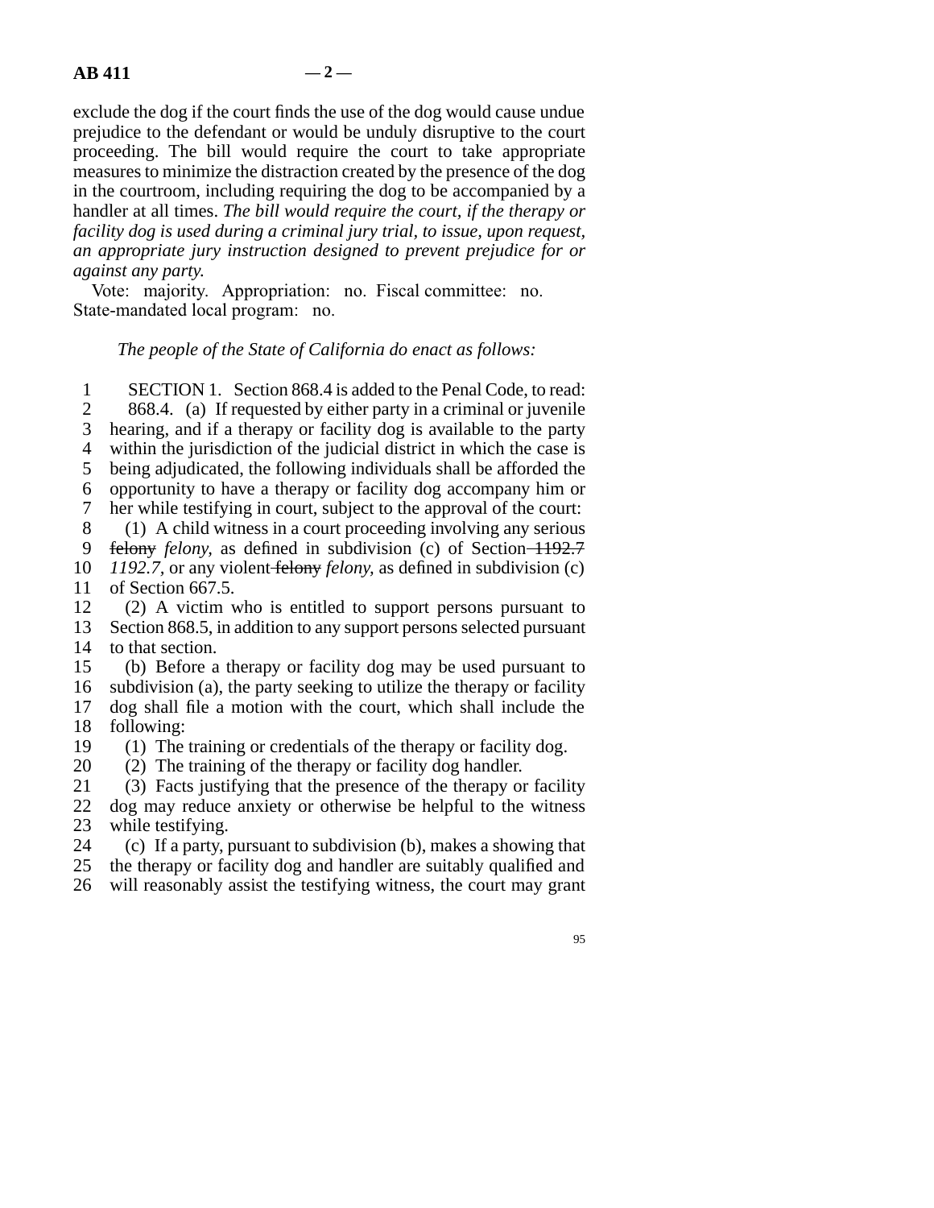exclude the dog if the court finds the use of the dog would cause undue prejudice to the defendant or would be unduly disruptive to the court proceeding. The bill would require the court to take appropriate measures to minimize the distraction created by the presence of the dog in the courtroom, including requiring the dog to be accompanied by a handler at all times. *The bill would require the court, if the therapy or facility dog is used during a criminal jury trial, to issue, upon request, an appropriate jury instruction designed to prevent prejudice for or against any party.*

Vote: majority. Appropriation: no. Fiscal committee: no. State-mandated local program: no.

*The people of the State of California do enact as follows:*

SECTION 1. Section 868.4 is added to the Penal Code, to read:

868.4. (a) If requested by either party in a criminal or juvenile hearing, and if a therapy or facility dog is available to the party within the jurisdiction of the judicial district in which the case is being adjudicated, the following individuals shall be afforded the opportunity to have a therapy or facility dog accompany him or her while testifying in court, subject to the approval of the court:

(1) A child witness in a court proceeding involving any serious ~~felony~~ *felony,* as defined in subdivision (c) of Section ~~1192.7~~ *1192.7,* or any violent ~~felony~~ *felony,* as defined in subdivision (c) of Section 667.5.

(2) A victim who is entitled to support persons pursuant to Section 868.5, in addition to any support persons selected pursuant to that section.

(b) Before a therapy or facility dog may be used pursuant to subdivision (a), the party seeking to utilize the therapy or facility dog shall file a motion with the court, which shall include the following:

(1) The training or credentials of the therapy or facility dog.

(2) The training of the therapy or facility dog handler.

(3) Facts justifying that the presence of the therapy or facility dog may reduce anxiety or otherwise be helpful to the witness while testifying.

(c) If a party, pursuant to subdivision (b), makes a showing that the therapy or facility dog and handler are suitably qualified and will reasonably assist the testifying witness, the court may grant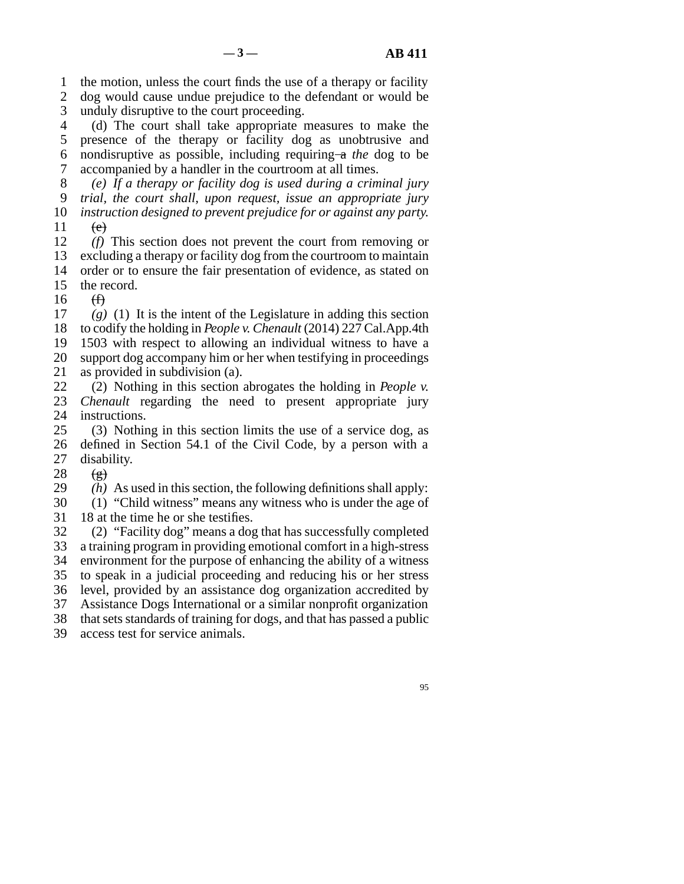the motion, unless the court finds the use of a therapy or facility dog would cause undue prejudice to the defendant or would be unduly disruptive to the court proceeding.

(d) The court shall take appropriate measures to make the presence of the therapy or facility dog as unobtrusive and nondisruptive as possible, including requiring ~~a~~ *the* dog to be accompanied by a handler in the courtroom at all times.

*(e) If a therapy or facility dog is used during a criminal jury trial, the court shall, upon request, issue an appropriate jury instruction designed to prevent prejudice for or against any party.*

~~(e)~~

*(f)* This section does not prevent the court from removing or excluding a therapy or facility dog from the courtroom to maintain order or to ensure the fair presentation of evidence, as stated on the record.

~~(f)~~

*(g)* (1) It is the intent of the Legislature in adding this section to codify the holding in *People v. Chenault* (2014) 227 Cal.App.4th 1503 with respect to allowing an individual witness to have a support dog accompany him or her when testifying in proceedings as provided in subdivision (a).

(2) Nothing in this section abrogates the holding in *People v. Chenault* regarding the need to present appropriate jury instructions.

(3) Nothing in this section limits the use of a service dog, as defined in Section 54.1 of the Civil Code, by a person with a disability.

~~(g)~~

*(h)* As used in this section, the following definitions shall apply:

(1) "Child witness" means any witness who is under the age of 18 at the time he or she testifies.

(2) "Facility dog" means a dog that has successfully completed a training program in providing emotional comfort in a high-stress environment for the purpose of enhancing the ability of a witness to speak in a judicial proceeding and reducing his or her stress level, provided by an assistance dog organization accredited by Assistance Dogs International or a similar nonprofit organization that sets standards of training for dogs, and that has passed a public access test for service animals.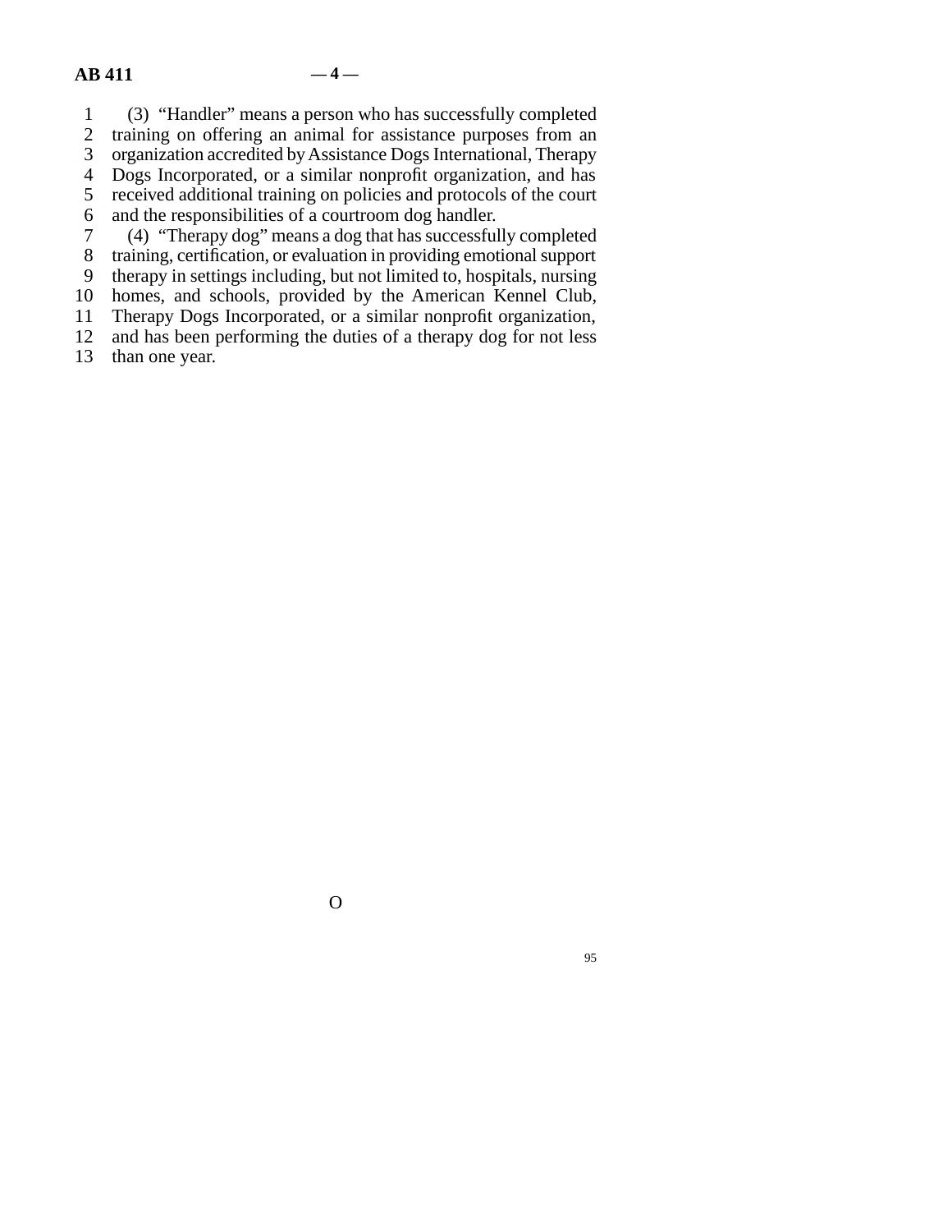(3) "Handler" means a person who has successfully completed training on offering an animal for assistance purposes from an organization accredited by Assistance Dogs International, Therapy Dogs Incorporated, or a similar nonprofit organization, and has received additional training on policies and protocols of the court and the responsibilities of a courtroom dog handler.

(4) "Therapy dog" means a dog that has successfully completed training, certification, or evaluation in providing emotional support therapy in settings including, but not limited to, hospitals, nursing homes, and schools, provided by the American Kennel Club, Therapy Dogs Incorporated, or a similar nonprofit organization, and has been performing the duties of a therapy dog for not less than one year.